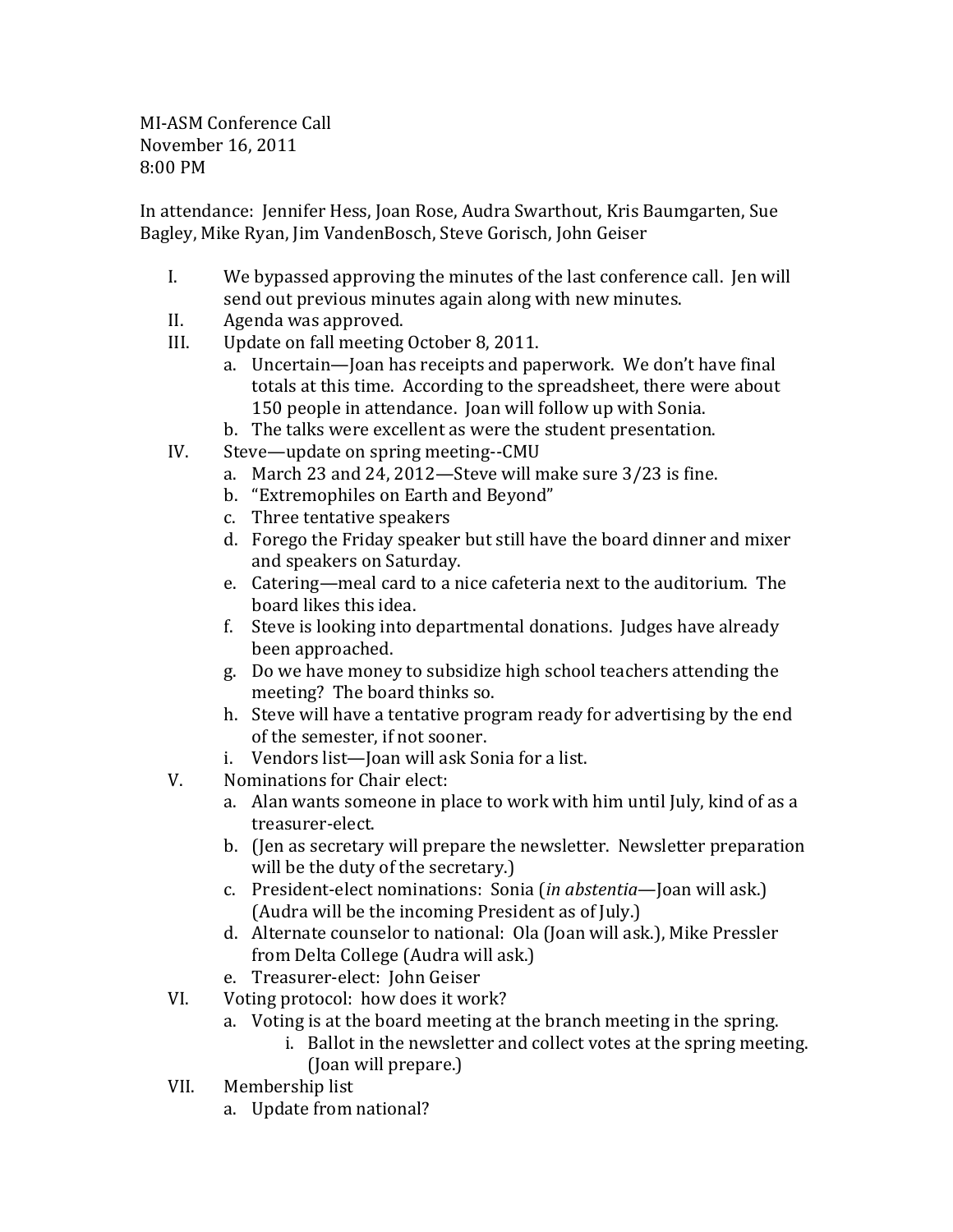MI-ASM Conference Call
November 16, 2011
8:00 PM

In attendance: Jennifer Hess, Joan Rose, Audra Swarthout, Kris Baumgarten, Sue Bagley, Mike Ryan, Jim VandenBosch, Steve Gorisch, John Geiser

I. We bypassed approving the minutes of the last conference call. Jen will send out previous minutes again along with new minutes.
II. Agenda was approved.
III. Update on fall meeting October 8, 2011.
   a. Uncertain—Joan has receipts and paperwork. We don't have final totals at this time. According to the spreadsheet, there were about 150 people in attendance. Joan will follow up with Sonia.
   b. The talks were excellent as were the student presentation.
IV. Steve—update on spring meeting--CMU
   a. March 23 and 24, 2012—Steve will make sure 3/23 is fine.
   b. "Extremophiles on Earth and Beyond"
   c. Three tentative speakers
   d. Forego the Friday speaker but still have the board dinner and mixer and speakers on Saturday.
   e. Catering—meal card to a nice cafeteria next to the auditorium. The board likes this idea.
   f. Steve is looking into departmental donations. Judges have already been approached.
   g. Do we have money to subsidize high school teachers attending the meeting? The board thinks so.
   h. Steve will have a tentative program ready for advertising by the end of the semester, if not sooner.
   i. Vendors list—Joan will ask Sonia for a list.
V. Nominations for Chair elect:
   a. Alan wants someone in place to work with him until July, kind of as a treasurer-elect.
   b. (Jen as secretary will prepare the newsletter. Newsletter preparation will be the duty of the secretary.)
   c. President-elect nominations: Sonia (*in abstentia*—Joan will ask.) (Audra will be the incoming President as of July.)
   d. Alternate counselor to national: Ola (Joan will ask.), Mike Pressler from Delta College (Audra will ask.)
   e. Treasurer-elect: John Geiser
VI. Voting protocol: how does it work?
   a. Voting is at the board meeting at the branch meeting in the spring.
      i. Ballot in the newsletter and collect votes at the spring meeting. (Joan will prepare.)
VII. Membership list
   a. Update from national?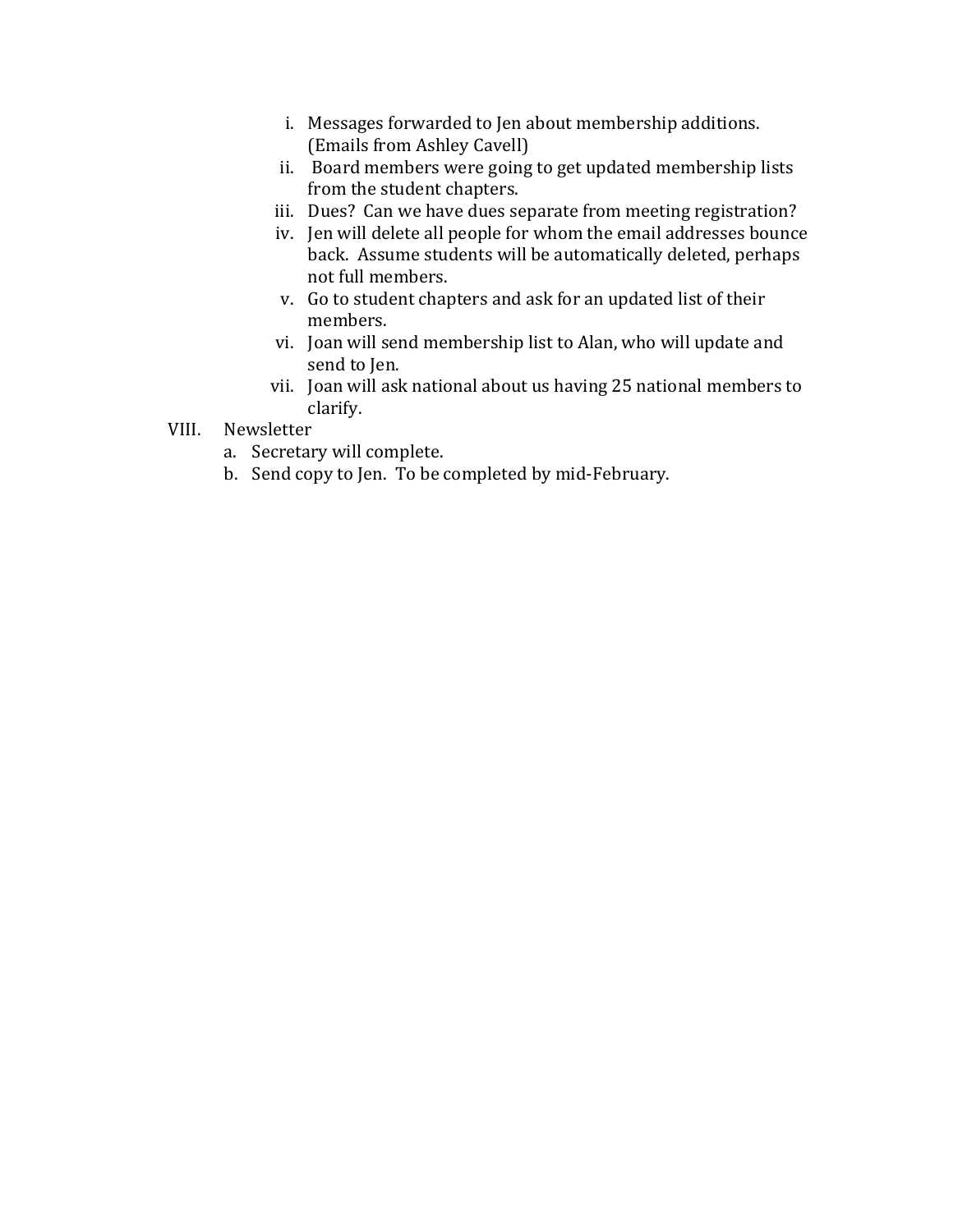i. Messages forwarded to Jen about membership additions. (Emails from Ashley Cavell)
   ii. Board members were going to get updated membership lists from the student chapters.
   iii. Dues? Can we have dues separate from meeting registration?
   iv. Jen will delete all people for whom the email addresses bounce back. Assume students will be automatically deleted, perhaps not full members.
   v. Go to student chapters and ask for an updated list of their members.
   vi. Joan will send membership list to Alan, who will update and send to Jen.
   vii. Joan will ask national about us having 25 national members to clarify.

VIII. Newsletter
   a. Secretary will complete.
   b. Send copy to Jen. To be completed by mid-February.